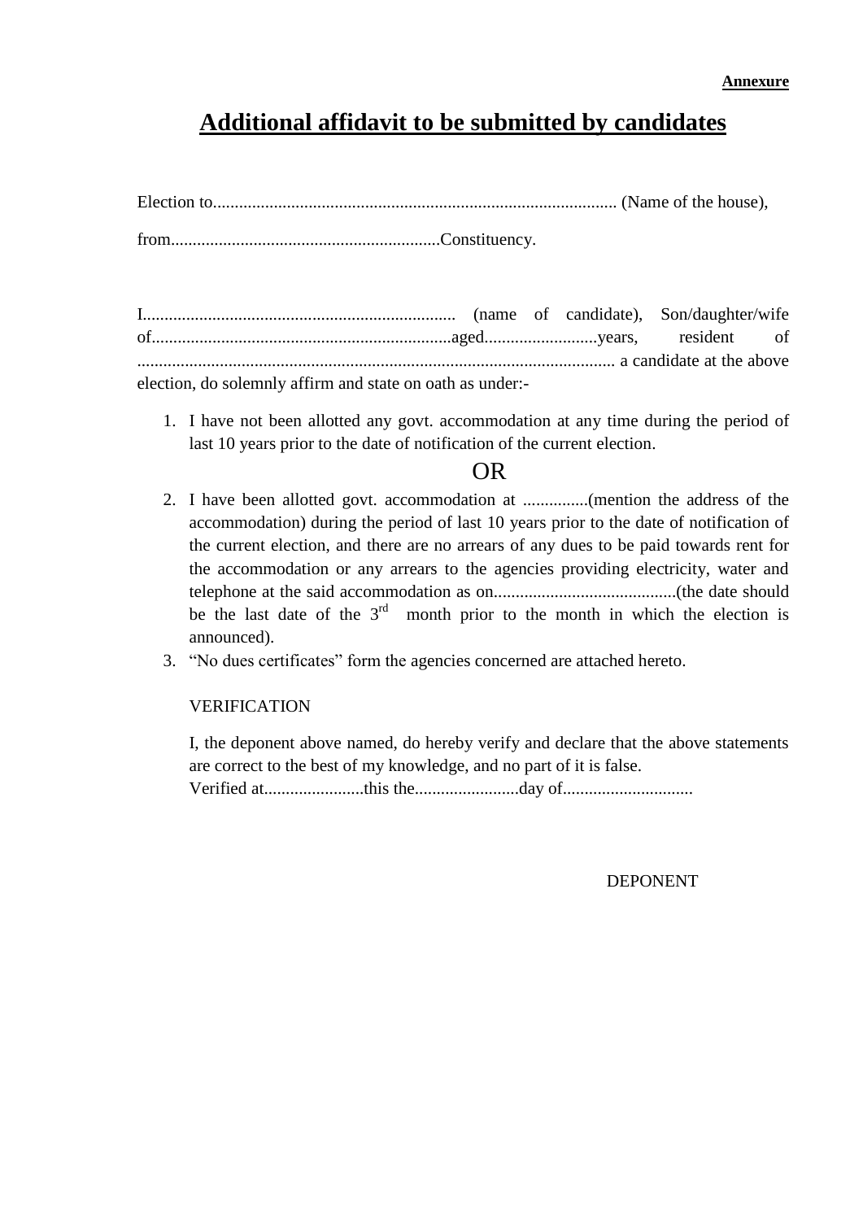**Annexure**

# Additional affidavit to be submitted by candidates

Election to............................................................................................ (Name of the house),

from.............................................................Constituency.

I....................................................................... (name of candidate), Son/daughter/wife of....................................................................aged.........................years, resident of ............................................................................................................ a candidate at the above election, do solemnly affirm and state on oath as under:-

1. I have not been allotted any govt. accommodation at any time during the period of last 10 years prior to the date of notification of the current election.

OR

2. I have been allotted govt. accommodation at ...............(mention the address of the accommodation) during the period of last 10 years prior to the date of notification of the current election, and there are no arrears of any dues to be paid towards rent for the accommodation or any arrears to the agencies providing electricity, water and telephone at the said accommodation as on..........................................(the date should be the last date of the 3rd month prior to the month in which the election is announced).
3. "No dues certificates" form the agencies concerned are attached hereto.

VERIFICATION

I, the deponent above named, do hereby verify and declare that the above statements are correct to the best of my knowledge, and no part of it is false.
Verified at.......................this the........................day of.............................

DEPONENT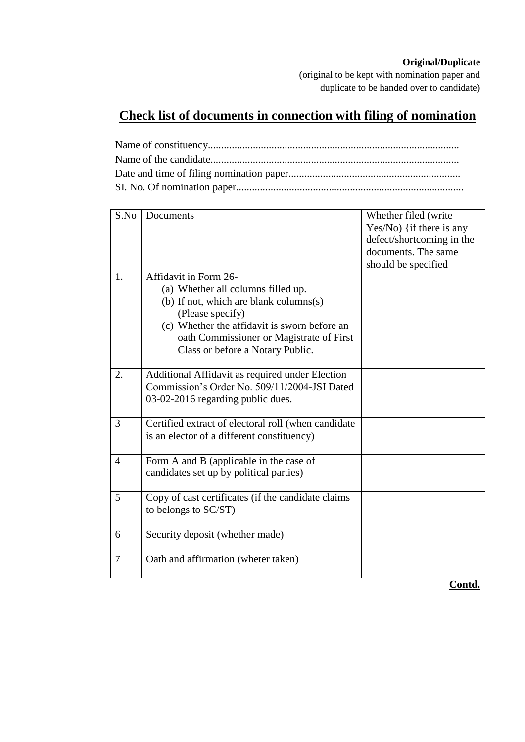**Original/Duplicate**

(original to be kept with nomination paper and duplicate to be handed over to candidate)

# Check list of documents in connection with filing of nomination

Name of constituency..............................................................................................

Name of the candidate.............................................................................................

Date and time of filing nomination paper................................................................

SI. No. Of nomination paper.....................................................................................

| S.No | Documents | Whether filed (write Yes/No) {if there is any defect/shortcoming in the documents. The same should be specified |
|---|---|---|
| 1. | Affidavit in Form 26-<br>(a) Whether all columns filled up.<br>(b) If not, which are blank columns(s) (Please specify)<br>(c) Whether the affidavit is sworn before an oath Commissioner or Magistrate of First Class or before a Notary Public. | |
| 2. | Additional Affidavit as required under Election Commission's Order No. 509/11/2004-JSI Dated 03-02-2016 regarding public dues. | |
| 3 | Certified extract of electoral roll (when candidate is an elector of a different constituency) | |
| 4 | Form A and B (applicable in the case of candidates set up by political parties) | |
| 5 | Copy of cast certificates (if the candidate claims to belongs to SC/ST) | |
| 6 | Security deposit (whether made) | |
| 7 | Oath and affirmation (wheter taken) | |

**Contd.**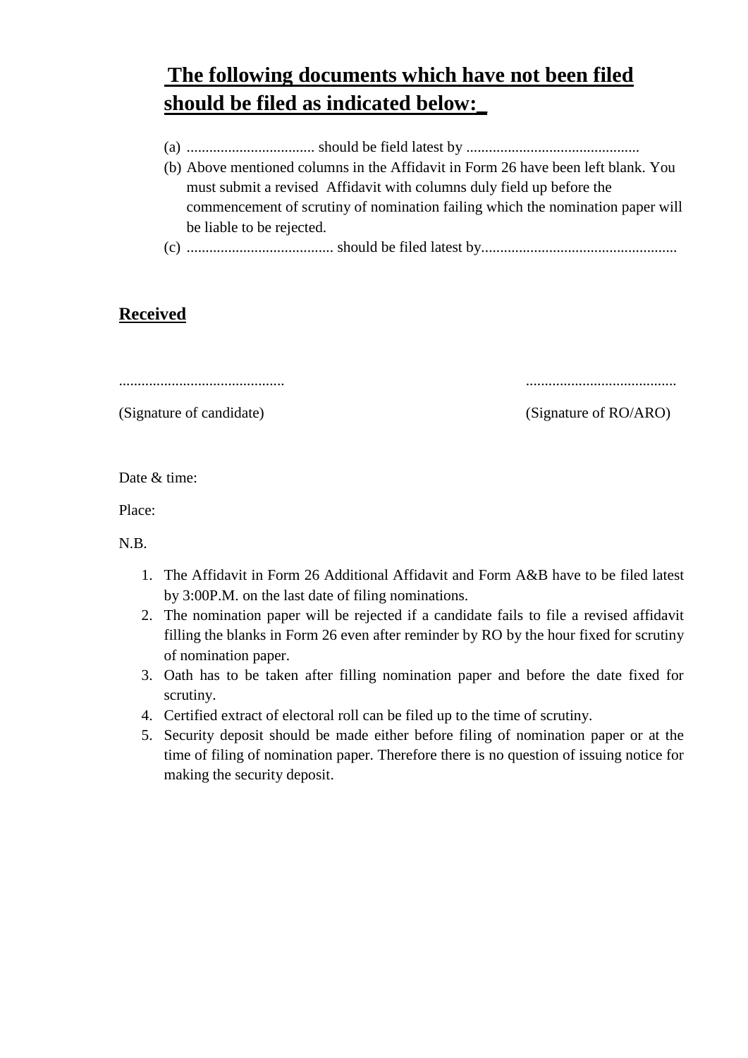## The following documents which have not been filed should be filed as indicated below:\_

(a) .................................. should be field latest by .............................................

(b) Above mentioned columns in the Affidavit in Form 26 have been left blank. You must submit a revised Affidavit with columns duly field up before the commencement of scrutiny of nomination failing which the nomination paper will be liable to be rejected.

(c) ....................................... should be filed latest by....................................................

**Received**

| | |
|---|---|
| ............................................ | ........................................ |
| (Signature of candidate) | (Signature of RO/ARO) |

Date & time:

Place:

N.B.

1. The Affidavit in Form 26 Additional Affidavit and Form A&B have to be filed latest by 3:00P.M. on the last date of filing nominations.
2. The nomination paper will be rejected if a candidate fails to file a revised affidavit filling the blanks in Form 26 even after reminder by RO by the hour fixed for scrutiny of nomination paper.
3. Oath has to be taken after filling nomination paper and before the date fixed for scrutiny.
4. Certified extract of electoral roll can be filed up to the time of scrutiny.
5. Security deposit should be made either before filing of nomination paper or at the time of filing of nomination paper. Therefore there is no question of issuing notice for making the security deposit.